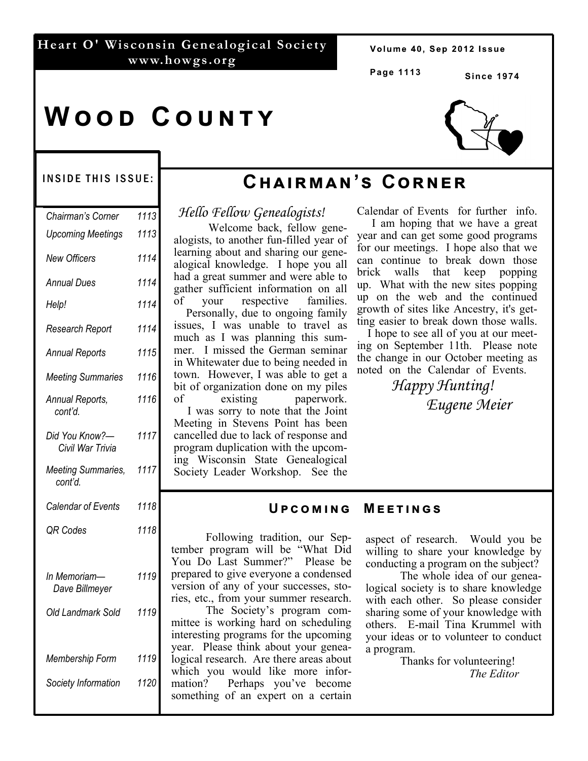**Heart O' Wisconsin Genealogical Society**
**www.howgs.org**

Volume 40, Sep 2012 Issue

Since 1974

# Wood County

## Inside This Issue:

| | |
|---|---|
| *Chairman's Corner* | *1113* |
| *Upcoming Meetings* | *1113* |
| *New Officers* | *1114* |
| *Annual Dues* | *1114* |
| *Help!* | *1114* |
| *Research Report* | *1114* |
| *Annual Reports* | *1115* |
| *Meeting Summaries* | *1116* |
| *Annual Reports, cont'd.* | *1116* |
| *Did You Know?—Civil War Trivia* | *1117* |
| *Meeting Summaries, cont'd.* | *1117* |
| *Calendar of Events* | *1118* |
| *QR Codes* | *1118* |
| *In Memoriam—Dave Billmeyer* | *1119* |
| *Old Landmark Sold* | *1119* |
| *Membership Form* | *1119* |
| *Society Information* | *1120* |

## Chairman's Corner

*Hello Fellow Genealogists!*

Welcome back, fellow genealogists, to another fun-filled year of learning about and sharing our genealogical knowledge. I hope you all had a great summer and were able to gather sufficient information on all of your respective families.

Personally, due to ongoing family issues, I was unable to travel as much as I was planning this summer. I missed the German seminar in Whitewater due to being needed in town. However, I was able to get a bit of organization done on my piles of existing paperwork.

I was sorry to note that the Joint Meeting in Stevens Point has been cancelled due to lack of response and program duplication with the upcoming Wisconsin State Genealogical Society Leader Workshop. See the Calendar of Events for further info.

I am hoping that we have a great year and can get some good programs for our meetings. I hope also that we can continue to break down those brick walls that keep popping up. What with the new sites popping up on the web and the continued growth of sites like Ancestry, it's getting easier to break down those walls.

I hope to see all of you at our meeting on September 11th. Please note the change in our October meeting as noted on the Calendar of Events.

*Happy Hunting!*

*Eugene Meier*

## Upcoming Meetings

Following tradition, our September program will be "What Did You Do Last Summer?" Please be prepared to give everyone a condensed version of any of your successes, stories, etc., from your summer research.

The Society's program committee is working hard on scheduling interesting programs for the upcoming year. Please think about your genealogical research. Are there areas about which you would like more information? Perhaps you've become something of an expert on a certain aspect of research. Would you be willing to share your knowledge by conducting a program on the subject?

The whole idea of our genealogical society is to share knowledge with each other. So please consider sharing some of your knowledge with others. E-mail Tina Krummel with your ideas or to volunteer to conduct a program.

Thanks for volunteering!

*The Editor*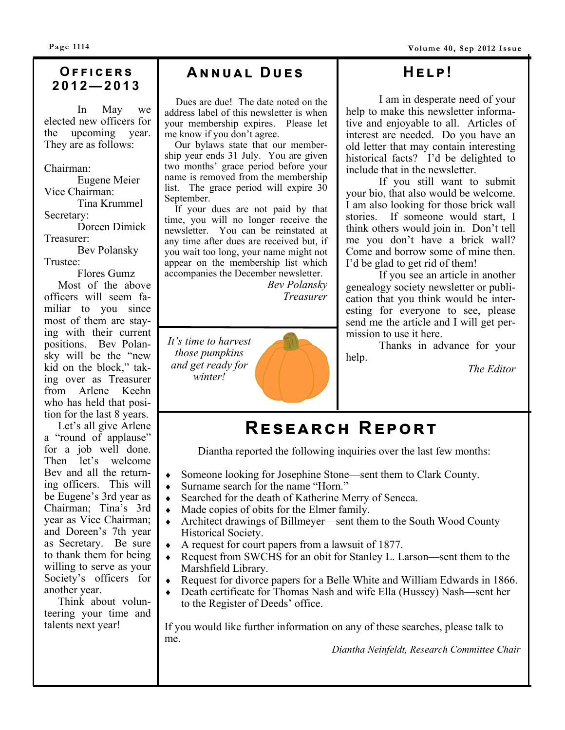## Officers 2012—2013

In May we elected new officers for the upcoming year. They are as follows:

Chairman:
Eugene Meier
Vice Chairman:
Tina Krummel
Secretary:
Doreen Dimick
Treasurer:
Bev Polansky
Trustee:
Flores Gumz

Most of the above officers will seem familiar to you since most of them are staying with their current positions. Bev Polansky will be the "new kid on the block," taking over as Treasurer from Arlene Keehn who has held that position for the last 8 years.

Let's all give Arlene a "round of applause" for a job well done. Then let's welcome Bev and all the returning officers. This will be Eugene's 3rd year as Chairman; Tina's 3rd year as Vice Chairman; and Doreen's 7th year as Secretary. Be sure to thank them for being willing to serve as your Society's officers for another year.

Think about volunteering your time and talents next year!

## Annual Dues

Dues are due! The date noted on the address label of this newsletter is when your membership expires. Please let me know if you don't agree.

Our bylaws state that our membership year ends 31 July. You are given two months' grace period before your name is removed from the membership list. The grace period will expire 30 September.

If your dues are not paid by that time, you will no longer receive the newsletter. You can be reinstated at any time after dues are received but, if you wait too long, your name might not appear on the membership list which accompanies the December newsletter.

*Bev Polansky*
*Treasurer*

*It's time to harvest those pumpkins and get ready for winter!*

## Help!

I am in desperate need of your help to make this newsletter informative and enjoyable to all. Articles of interest are needed. Do you have an old letter that may contain interesting historical facts? I'd be delighted to include that in the newsletter.

If you still want to submit your bio, that also would be welcome. I am also looking for those brick wall stories. If someone would start, I think others would join in. Don't tell me you don't have a brick wall? Come and borrow some of mine then. I'd be glad to get rid of them!

If you see an article in another genealogy society newsletter or publication that you think would be interesting for everyone to see, please send me the article and I will get permission to use it here.

Thanks in advance for your help.

*The Editor*

## Research Report

Diantha reported the following inquiries over the last few months:

- Someone looking for Josephine Stone—sent them to Clark County.
- Surname search for the name "Horn."
- Searched for the death of Katherine Merry of Seneca.
- Made copies of obits for the Elmer family.
- Architect drawings of Billmeyer—sent them to the South Wood County Historical Society.
- A request for court papers from a lawsuit of 1877.
- Request from SWCHS for an obit for Stanley L. Larson—sent them to the Marshfield Library.
- Request for divorce papers for a Belle White and William Edwards in 1866.
- Death certificate for Thomas Nash and wife Ella (Hussey) Nash—sent her to the Register of Deeds' office.

If you would like further information on any of these searches, please talk to me.

*Diantha Neinfeldt, Research Committee Chair*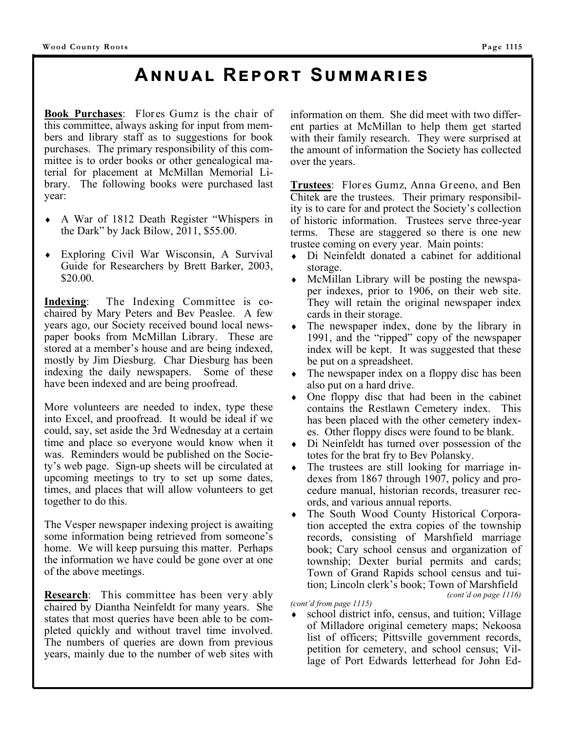# Annual Report Summaries

**Book Purchases**: Flores Gumz is the chair of this committee, always asking for input from members and library staff as to suggestions for book purchases. The primary responsibility of this committee is to order books or other genealogical material for placement at McMillan Memorial Library. The following books were purchased last year:

- A War of 1812 Death Register "Whispers in the Dark" by Jack Bilow, 2011, $55.00.
- Exploring Civil War Wisconsin, A Survival Guide for Researchers by Brett Barker, 2003, $20.00.

**Indexing**: The Indexing Committee is co-chaired by Mary Peters and Bev Peaslee. A few years ago, our Society received bound local newspaper books from McMillan Library. These are stored at a member's house and are being indexed, mostly by Jim Diesburg. Char Diesburg has been indexing the daily newspapers. Some of these have been indexed and are being proofread.

More volunteers are needed to index, type these into Excel, and proofread. It would be ideal if we could, say, set aside the 3rd Wednesday at a certain time and place so everyone would know when it was. Reminders would be published on the Society's web page. Sign-up sheets will be circulated at upcoming meetings to try to set up some dates, times, and places that will allow volunteers to get together to do this.

The Vesper newspaper indexing project is awaiting some information being retrieved from someone's home. We will keep pursuing this matter. Perhaps the information we have could be gone over at one of the above meetings.

**Research**: This committee has been very ably chaired by Diantha Neinfeldt for many years. She states that most queries have been able to be completed quickly and without travel time involved. The numbers of queries are down from previous years, mainly due to the number of web sites with information on them. She did meet with two different parties at McMillan to help them get started with their family research. They were surprised at the amount of information the Society has collected over the years.

**Trustees**: Flores Gumz, Anna Greeno, and Ben Chitek are the trustees. Their primary responsibility is to care for and protect the Society's collection of historic information. Trustees serve three-year terms. These are staggered so there is one new trustee coming on every year. Main points:

- Di Neinfeldt donated a cabinet for additional storage.
- McMillan Library will be posting the newspaper indexes, prior to 1906, on their web site. They will retain the original newspaper index cards in their storage.
- The newspaper index, done by the library in 1991, and the "ripped" copy of the newspaper index will be kept. It was suggested that these be put on a spreadsheet.
- The newspaper index on a floppy disc has been also put on a hard drive.
- One floppy disc that had been in the cabinet contains the Restlawn Cemetery index. This has been placed with the other cemetery indexes. Other floppy discs were found to be blank.
- Di Neinfeldt has turned over possession of the totes for the brat fry to Bev Polansky.
- The trustees are still looking for marriage indexes from 1867 through 1907, policy and procedure manual, historian records, treasurer records, and various annual reports.
- The South Wood County Historical Corporation accepted the extra copies of the township records, consisting of Marshfield marriage book; Cary school census and organization of township; Dexter burial permits and cards; Town of Grand Rapids school census and tuition; Lincoln clerk's book; Town of Marshfield

*(cont'd on page 1116)*

*(cont'd from page 1115)*

- school district info, census, and tuition; Village of Milladore original cemetery maps; Nekoosa list of officers; Pittsville government records, petition for cemetery, and school census; Village of Port Edwards letterhead for John Ed-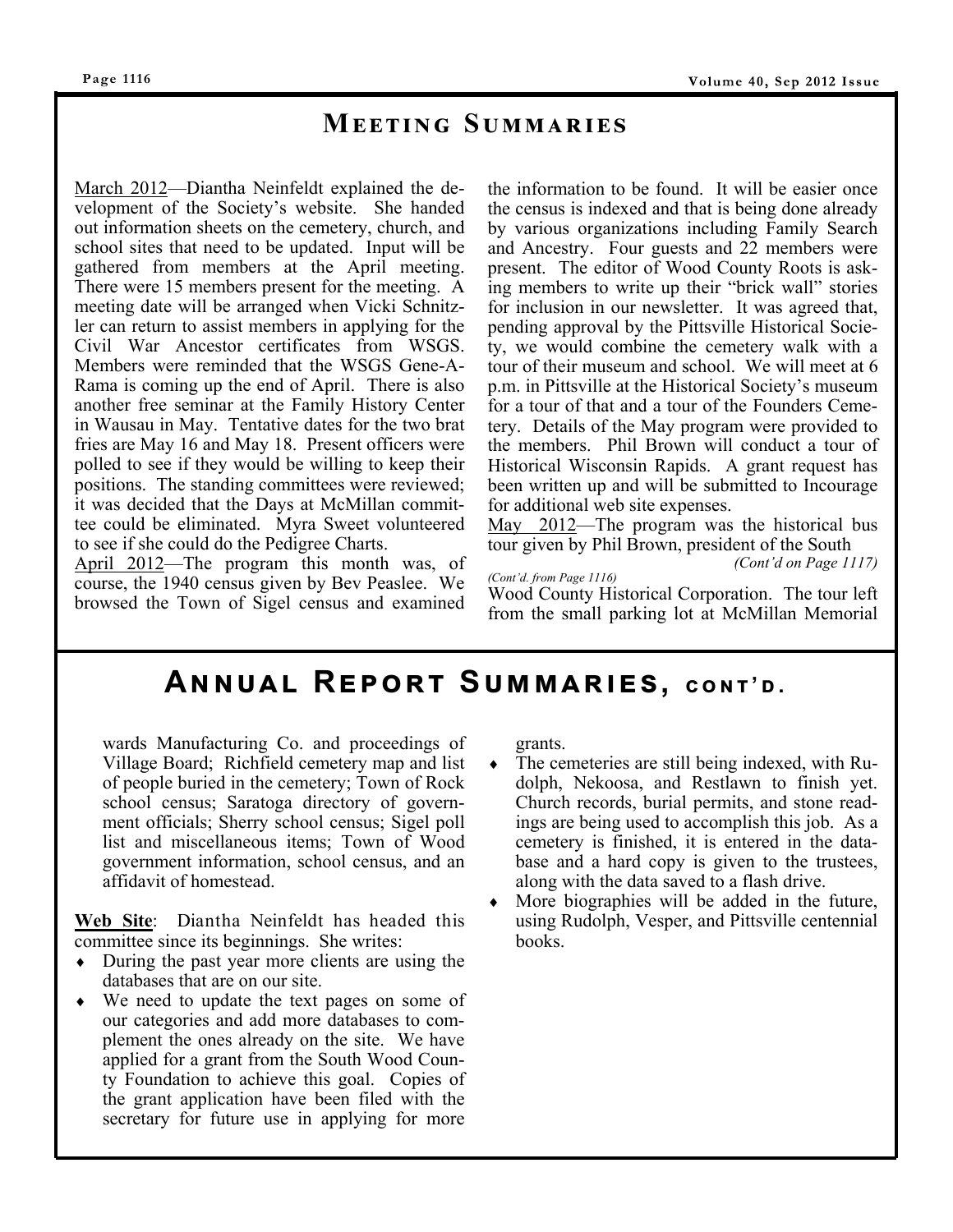## Meeting Summaries

March 2012—Diantha Neinfeldt explained the development of the Society's website. She handed out information sheets on the cemetery, church, and school sites that need to be updated. Input will be gathered from members at the April meeting. There were 15 members present for the meeting. A meeting date will be arranged when Vicki Schnitzler can return to assist members in applying for the Civil War Ancestor certificates from WSGS. Members were reminded that the WSGS Gene-A-Rama is coming up the end of April. There is also another free seminar at the Family History Center in Wausau in May. Tentative dates for the two brat fries are May 16 and May 18. Present officers were polled to see if they would be willing to keep their positions. The standing committees were reviewed; it was decided that the Days at McMillan committee could be eliminated. Myra Sweet volunteered to see if she could do the Pedigree Charts.

April 2012—The program this month was, of course, the 1940 census given by Bev Peaslee. We browsed the Town of Sigel census and examined the information to be found. It will be easier once the census is indexed and that is being done already by various organizations including Family Search and Ancestry. Four guests and 22 members were present. The editor of Wood County Roots is asking members to write up their "brick wall" stories for inclusion in our newsletter. It was agreed that, pending approval by the Pittsville Historical Society, we would combine the cemetery walk with a tour of their museum and school. We will meet at 6 p.m. in Pittsville at the Historical Society's museum for a tour of that and a tour of the Founders Cemetery. Details of the May program were provided to the members. Phil Brown will conduct a tour of Historical Wisconsin Rapids. A grant request has been written up and will be submitted to Incourage for additional web site expenses.

May 2012—The program was the historical bus tour given by Phil Brown, president of the South

*(Cont'd on Page 1117)*

*(Cont'd. from Page 1116)*

Wood County Historical Corporation. The tour left from the small parking lot at McMillan Memorial

## Annual Report Summaries, cont'd.

wards Manufacturing Co. and proceedings of Village Board; Richfield cemetery map and list of people buried in the cemetery; Town of Rock school census; Saratoga directory of government officials; Sherry school census; Sigel poll list and miscellaneous items; Town of Wood government information, school census, and an affidavit of homestead.

**Web Site**: Diantha Neinfeldt has headed this committee since its beginnings. She writes:

- During the past year more clients are using the databases that are on our site.
- We need to update the text pages on some of our categories and add more databases to complement the ones already on the site. We have applied for a grant from the South Wood County Foundation to achieve this goal. Copies of the grant application have been filed with the secretary for future use in applying for more grants.
- The cemeteries are still being indexed, with Rudolph, Nekoosa, and Restlawn to finish yet. Church records, burial permits, and stone readings are being used to accomplish this job. As a cemetery is finished, it is entered in the database and a hard copy is given to the trustees, along with the data saved to a flash drive.
- More biographies will be added in the future, using Rudolph, Vesper, and Pittsville centennial books.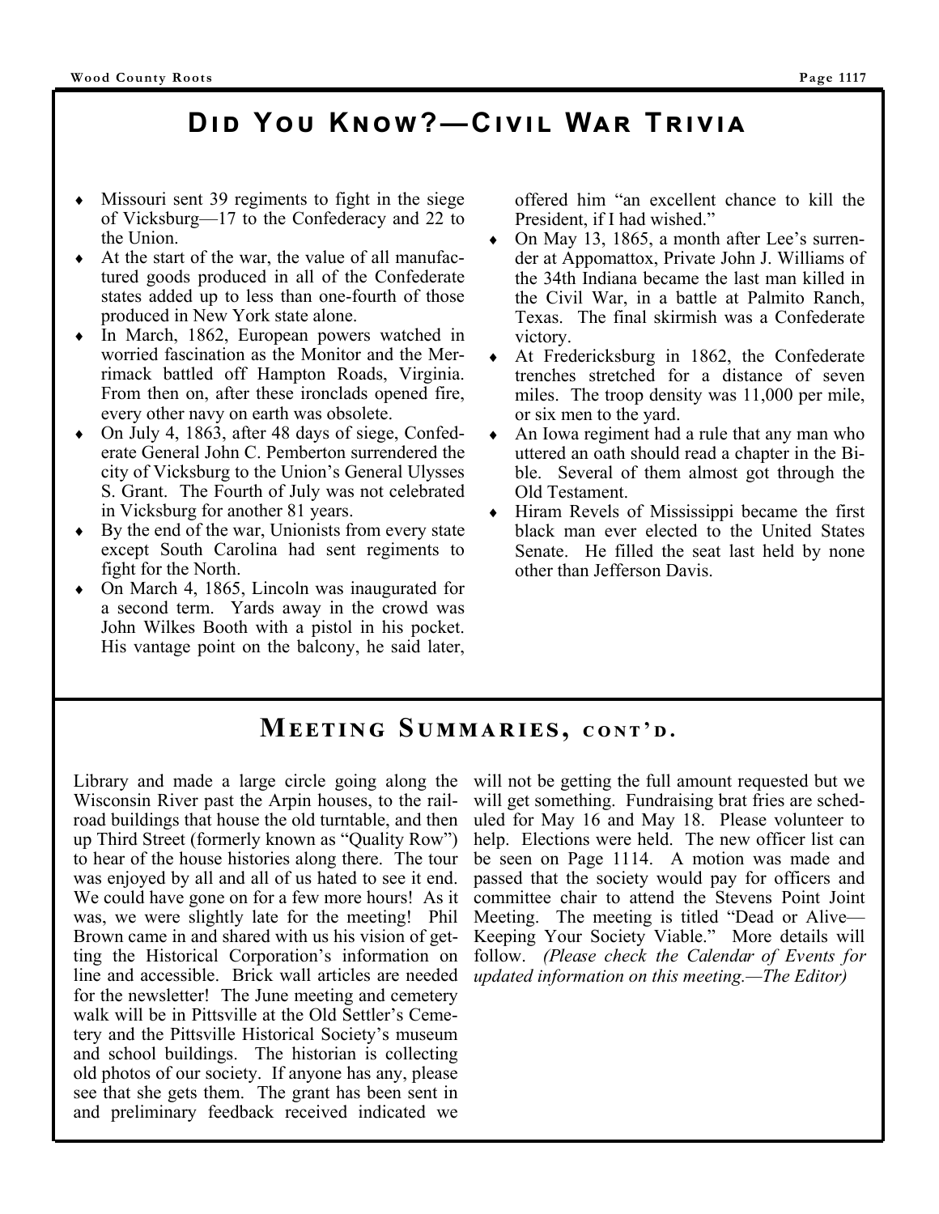## Did You Know?—Civil War Trivia

- Missouri sent 39 regiments to fight in the siege of Vicksburg—17 to the Confederacy and 22 to the Union.
- At the start of the war, the value of all manufactured goods produced in all of the Confederate states added up to less than one-fourth of those produced in New York state alone.
- In March, 1862, European powers watched in worried fascination as the Monitor and the Merrimack battled off Hampton Roads, Virginia. From then on, after these ironclads opened fire, every other navy on earth was obsolete.
- On July 4, 1863, after 48 days of siege, Confederate General John C. Pemberton surrendered the city of Vicksburg to the Union's General Ulysses S. Grant. The Fourth of July was not celebrated in Vicksburg for another 81 years.
- By the end of the war, Unionists from every state except South Carolina had sent regiments to fight for the North.
- On March 4, 1865, Lincoln was inaugurated for a second term. Yards away in the crowd was John Wilkes Booth with a pistol in his pocket. His vantage point on the balcony, he said later, offered him "an excellent chance to kill the President, if I had wished."
- On May 13, 1865, a month after Lee's surrender at Appomattox, Private John J. Williams of the 34th Indiana became the last man killed in the Civil War, in a battle at Palmito Ranch, Texas. The final skirmish was a Confederate victory.
- At Fredericksburg in 1862, the Confederate trenches stretched for a distance of seven miles. The troop density was 11,000 per mile, or six men to the yard.
- An Iowa regiment had a rule that any man who uttered an oath should read a chapter in the Bible. Several of them almost got through the Old Testament.
- Hiram Revels of Mississippi became the first black man ever elected to the United States Senate. He filled the seat last held by none other than Jefferson Davis.

## Meeting Summaries, cont'd.

Library and made a large circle going along the Wisconsin River past the Arpin houses, to the railroad buildings that house the old turntable, and then up Third Street (formerly known as "Quality Row") to hear of the house histories along there. The tour was enjoyed by all and all of us hated to see it end. We could have gone on for a few more hours! As it was, we were slightly late for the meeting! Phil Brown came in and shared with us his vision of getting the Historical Corporation's information on line and accessible. Brick wall articles are needed for the newsletter! The June meeting and cemetery walk will be in Pittsville at the Old Settler's Cemetery and the Pittsville Historical Society's museum and school buildings. The historian is collecting old photos of our society. If anyone has any, please see that she gets them. The grant has been sent in and preliminary feedback received indicated we will not be getting the full amount requested but we will get something. Fundraising brat fries are scheduled for May 16 and May 18. Please volunteer to help. Elections were held. The new officer list can be seen on Page 1114. A motion was made and passed that the society would pay for officers and committee chair to attend the Stevens Point Joint Meeting. The meeting is titled "Dead or Alive—Keeping Your Society Viable." More details will follow. *(Please check the Calendar of Events for updated information on this meeting.—The Editor)*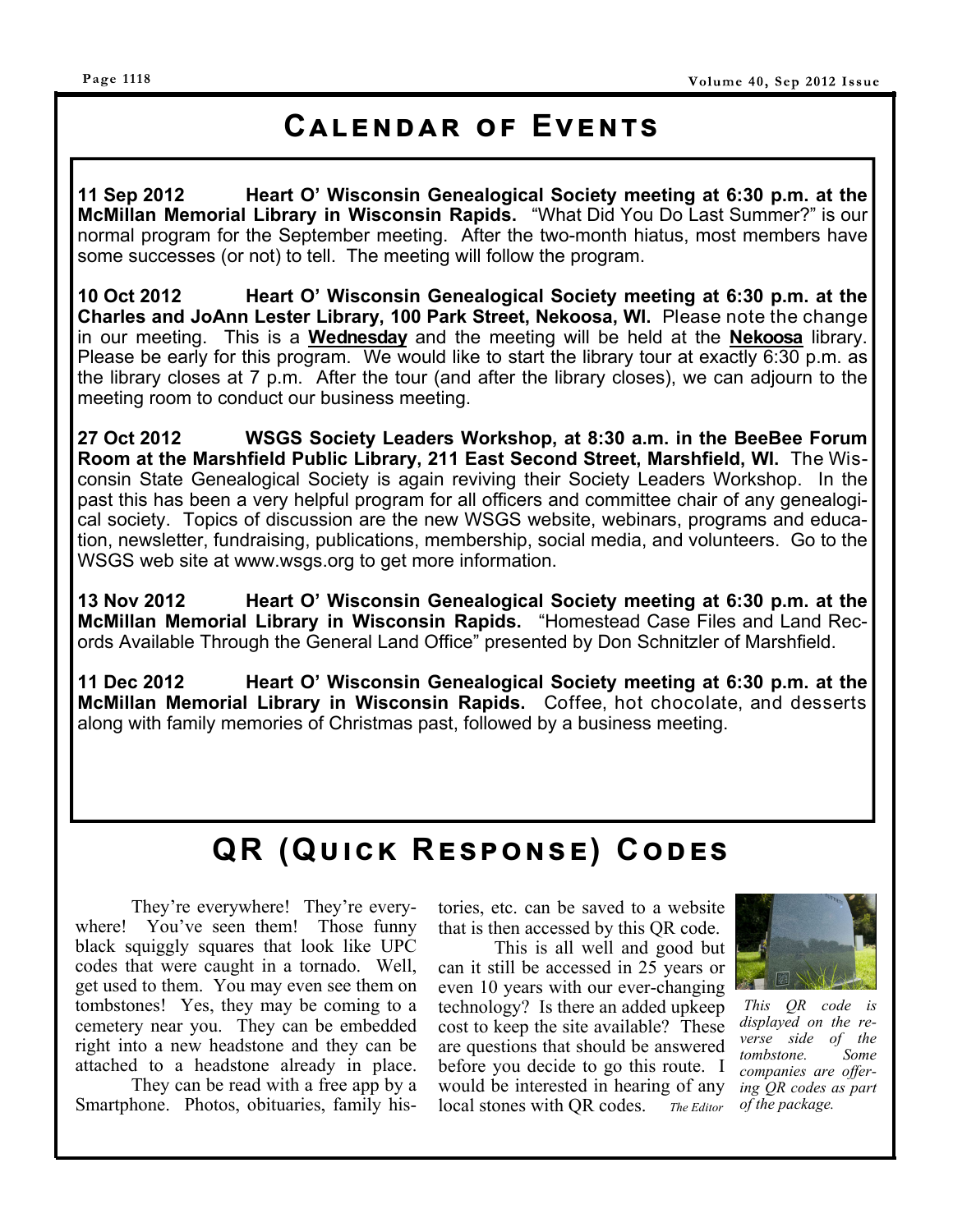# Calendar of Events

**11 Sep 2012 Heart O' Wisconsin Genealogical Society meeting at 6:30 p.m. at the McMillan Memorial Library in Wisconsin Rapids.** "What Did You Do Last Summer?" is our normal program for the September meeting. After the two-month hiatus, most members have some successes (or not) to tell. The meeting will follow the program.

**10 Oct 2012 Heart O' Wisconsin Genealogical Society meeting at 6:30 p.m. at the Charles and JoAnn Lester Library, 100 Park Street, Nekoosa, WI.** Please note the change in our meeting. This is a **Wednesday** and the meeting will be held at the **Nekoosa** library. Please be early for this program. We would like to start the library tour at exactly 6:30 p.m. as the library closes at 7 p.m. After the tour (and after the library closes), we can adjourn to the meeting room to conduct our business meeting.

**27 Oct 2012 WSGS Society Leaders Workshop, at 8:30 a.m. in the BeeBee Forum Room at the Marshfield Public Library, 211 East Second Street, Marshfield, WI.** The Wisconsin State Genealogical Society is again reviving their Society Leaders Workshop. In the past this has been a very helpful program for all officers and committee chair of any genealogical society. Topics of discussion are the new WSGS website, webinars, programs and education, newsletter, fundraising, publications, membership, social media, and volunteers. Go to the WSGS web site at www.wsgs.org to get more information.

**13 Nov 2012 Heart O' Wisconsin Genealogical Society meeting at 6:30 p.m. at the McMillan Memorial Library in Wisconsin Rapids.** "Homestead Case Files and Land Records Available Through the General Land Office" presented by Don Schnitzler of Marshfield.

**11 Dec 2012 Heart O' Wisconsin Genealogical Society meeting at 6:30 p.m. at the McMillan Memorial Library in Wisconsin Rapids.** Coffee, hot chocolate, and desserts along with family memories of Christmas past, followed by a business meeting.

# QR (Quick Response) Codes

They're everywhere! They're everywhere! You've seen them! Those funny black squiggly squares that look like UPC codes that were caught in a tornado. Well, get used to them. You may even see them on tombstones! Yes, they may be coming to a cemetery near you. They can be embedded right into a new headstone and they can be attached to a headstone already in place.

They can be read with a free app by a Smartphone. Photos, obituaries, family histories, etc. can be saved to a website that is then accessed by this QR code.

This is all well and good but can it still be accessed in 25 years or even 10 years with our ever-changing technology? Is there an added upkeep cost to keep the site available? These are questions that should be answered before you decide to go this route. I would be interested in hearing of any local stones with QR codes. *The Editor*

*This QR code is displayed on the reverse side of the tombstone. Some companies are offering QR codes as part of the package.*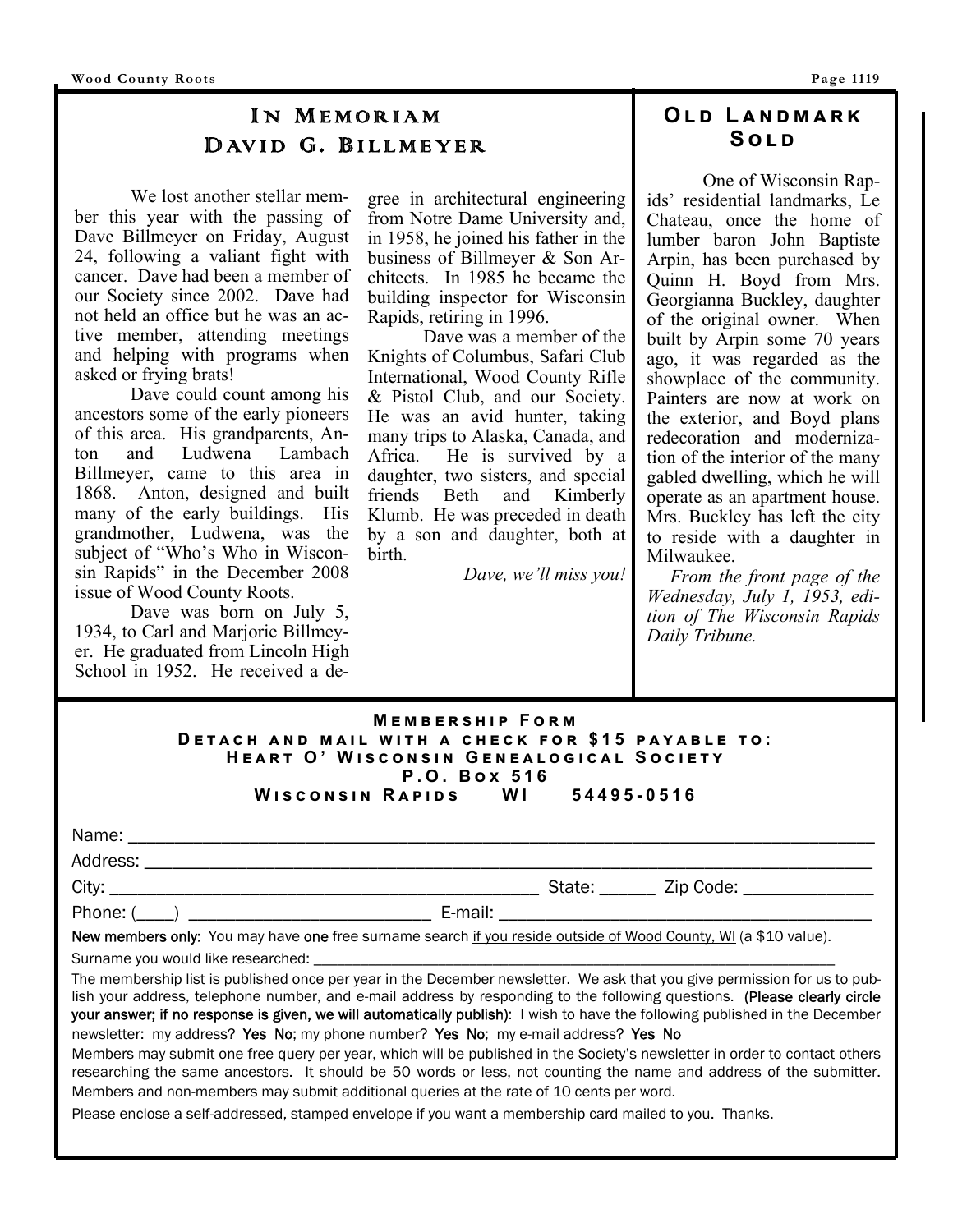## In Memoriam David G. Billmeyer

We lost another stellar member this year with the passing of Dave Billmeyer on Friday, August 24, following a valiant fight with cancer. Dave had been a member of our Society since 2002. Dave had not held an office but he was an active member, attending meetings and helping with programs when asked or frying brats!

Dave could count among his ancestors some of the early pioneers of this area. His grandparents, Anton and Ludwena Lambach Billmeyer, came to this area in 1868. Anton, designed and built many of the early buildings. His grandmother, Ludwena, was the subject of "Who's Who in Wisconsin Rapids" in the December 2008 issue of Wood County Roots.

Dave was born on July 5, 1934, to Carl and Marjorie Billmeyer. He graduated from Lincoln High School in 1952. He received a degree in architectural engineering from Notre Dame University and, in 1958, he joined his father in the business of Billmeyer & Son Architects. In 1985 he became the building inspector for Wisconsin Rapids, retiring in 1996.

Dave was a member of the Knights of Columbus, Safari Club International, Wood County Rifle & Pistol Club, and our Society. He was an avid hunter, taking many trips to Alaska, Canada, and Africa. He is survived by a daughter, two sisters, and special friends Beth and Kimberly Klumb. He was preceded in death by a son and daughter, both at birth.

*Dave, we'll miss you!*

## Old Landmark Sold

One of Wisconsin Rapids' residential landmarks, Le Chateau, once the home of lumber baron John Baptiste Arpin, has been purchased by Quinn H. Boyd from Mrs. Georgianna Buckley, daughter of the original owner. When built by Arpin some 70 years ago, it was regarded as the showplace of the community. Painters are now at work on the exterior, and Boyd plans redecoration and modernization of the interior of the many gabled dwelling, which he will operate as an apartment house. Mrs. Buckley has left the city to reside with a daughter in Milwaukee.

*From the front page of the Wednesday, July 1, 1953, edition of The Wisconsin Rapids Daily Tribune.*

## Membership Form

**Detach and mail with a check for $15 payable to:**
**Heart O' Wisconsin Genealogical Society**
**P.O. Box 516**
**Wisconsin Rapids WI 54495-0516**

Name: ______________________________________________

Address: ______________________________________________

City: ______________________________ State: ______ Zip Code: ______________

Phone: (____) __________________________ E-mail: ______________________________

**New members only:** You may have **one** free surname search <u>if you reside outside of Wood County, WI</u> (a $10 value).

Surname you would like researched: ______________________________________________

The membership list is published once per year in the December newsletter. We ask that you give permission for us to publish your address, telephone number, and e-mail address by responding to the following questions. **(Please clearly circle your answer; if no response is given, we will automatically publish)**: I wish to have the following published in the December newsletter: my address? **Yes No**; my phone number? **Yes No**; my e-mail address? **Yes No**

Members may submit one free query per year, which will be published in the Society's newsletter in order to contact others researching the same ancestors. It should be 50 words or less, not counting the name and address of the submitter. Members and non-members may submit additional queries at the rate of 10 cents per word.

Please enclose a self-addressed, stamped envelope if you want a membership card mailed to you. Thanks.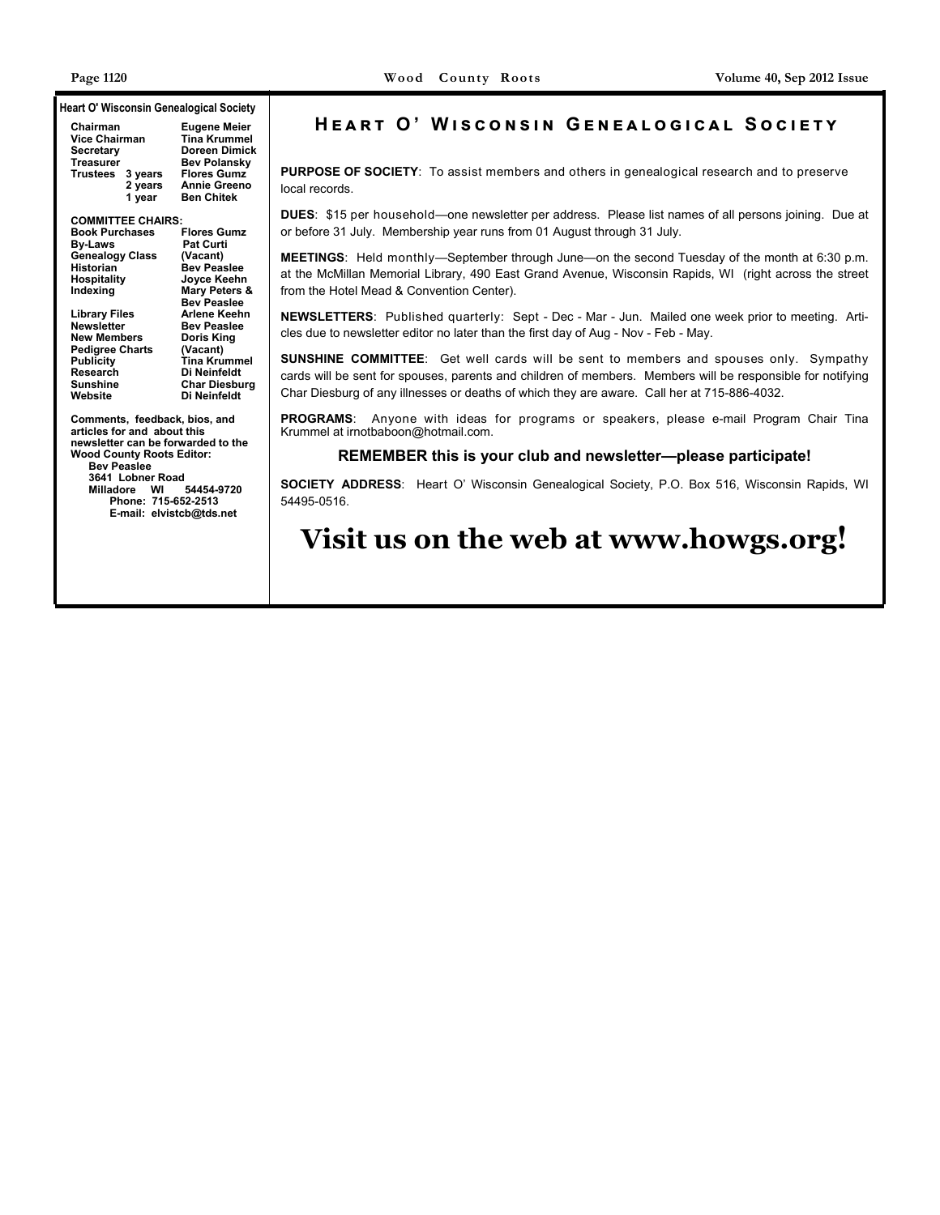**Heart O' Wisconsin Genealogical Society**

| | |
|---|---|
| **Chairman** | **Eugene Meier** |
| **Vice Chairman** | **Tina Krummel** |
| **Secretary** | **Doreen Dimick** |
| **Treasurer** | **Bev Polansky** |
| **Trustees 3 years** | **Flores Gumz** |
| **2 years** | **Annie Greeno** |
| **1 year** | **Ben Chitek** |

**COMMITTEE CHAIRS:**

| | |
|---|---|
| **Book Purchases** | **Flores Gumz** |
| **By-Laws** | **Pat Curti** |
| **Genealogy Class** | **(Vacant)** |
| **Historian** | **Bev Peaslee** |
| **Hospitality** | **Joyce Keehn** |
| **Indexing** | **Mary Peters & Bev Peaslee** |
| **Library Files** | **Arlene Keehn** |
| **Newsletter** | **Bev Peaslee** |
| **New Members** | **Doris King** |
| **Pedigree Charts** | **(Vacant)** |
| **Publicity** | **Tina Krummel** |
| **Research** | **Di Neinfeldt** |
| **Sunshine** | **Char Diesburg** |
| **Website** | **Di Neinfeldt** |

**Comments, feedback, bios, and articles for and about this newsletter can be forwarded to the Wood County Roots Editor:**
**Bev Peaslee**
**3641 Lobner Road**
**Milladore WI 54454-9720**
**Phone: 715-652-2513**
**E-mail: elvistcb@tds.net**

# Heart O' Wisconsin Genealogical Society

**PURPOSE OF SOCIETY**: To assist members and others in genealogical research and to preserve local records.

**DUES**: $15 per household—one newsletter per address. Please list names of all persons joining. Due at or before 31 July. Membership year runs from 01 August through 31 July.

**MEETINGS**: Held monthly—September through June—on the second Tuesday of the month at 6:30 p.m. at the McMillan Memorial Library, 490 East Grand Avenue, Wisconsin Rapids, WI (right across the street from the Hotel Mead & Convention Center).

**NEWSLETTERS**: Published quarterly: Sept - Dec - Mar - Jun. Mailed one week prior to meeting. Articles due to newsletter editor no later than the first day of Aug - Nov - Feb - May.

**SUNSHINE COMMITTEE**: Get well cards will be sent to members and spouses only. Sympathy cards will be sent for spouses, parents and children of members. Members will be responsible for notifying Char Diesburg of any illnesses or deaths of which they are aware. Call her at 715-886-4032.

**PROGRAMS**: Anyone with ideas for programs or speakers, please e-mail Program Chair Tina Krummel at irnotbaboon@hotmail.com.

**REMEMBER this is your club and newsletter—please participate!**

**SOCIETY ADDRESS**: Heart O' Wisconsin Genealogical Society, P.O. Box 516, Wisconsin Rapids, WI 54495-0516.

# Visit us on the web at www.howgs.org!